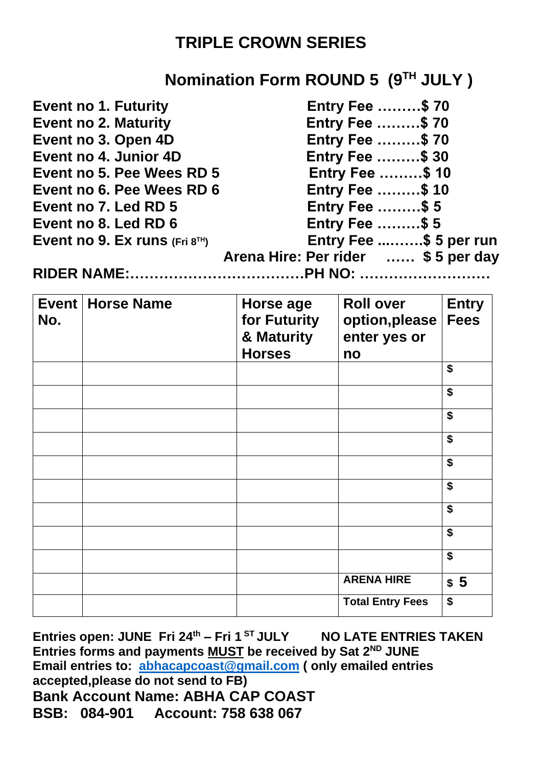# TRIPLE CROWN SERIES

## Nomination Form ROUND 5 (9TH JULY )

**Event no 1. Futurity** Entry Fee ………$ 70
**Event no 2. Maturity** Entry Fee ………$ 70
**Event no 3. Open 4D** Entry Fee ………$ 70
**Event no 4. Junior 4D** Entry Fee ………$ 30
**Event no 5. Pee Wees RD 5** Entry Fee ………$ 10
**Event no 6. Pee Wees RD 6** Entry Fee ………$ 10
**Event no 7. Led RD 5** Entry Fee ………$ 5
**Event no 8. Led RD 6** Entry Fee ………$ 5
**Event no 9. Ex runs (Fri 8TH)** Entry Fee ...…….$ 5 per run
**Arena Hire: Per rider …… $ 5 per day**

**RIDER NAME:………………………………PH NO: ………………………**

| Event No. | Horse Name | Horse age for Futurity & Maturity Horses | Roll over option,please enter yes or no | Entry Fees |
|---|---|---|---|---|
| | | | | $ |
| | | | | $ |
| | | | | $ |
| | | | | $ |
| | | | | $ |
| | | | | $ |
| | | | | $ |
| | | | | $ |
| | | | | $ |
| | | | ARENA HIRE | $ 5 |
| | | | Total Entry Fees | $ |

**Entries open: JUNE Fri 24th – Fri 1ST JULY NO LATE ENTRIES TAKEN**
**Entries forms and payments MUST be received by Sat 2ND JUNE**
**Email entries to: abhacapcoast@gmail.com ( only emailed entries accepted,please do not send to FB)**
**Bank Account Name: ABHA CAP COAST**
**BSB: 084-901 Account: 758 638 067**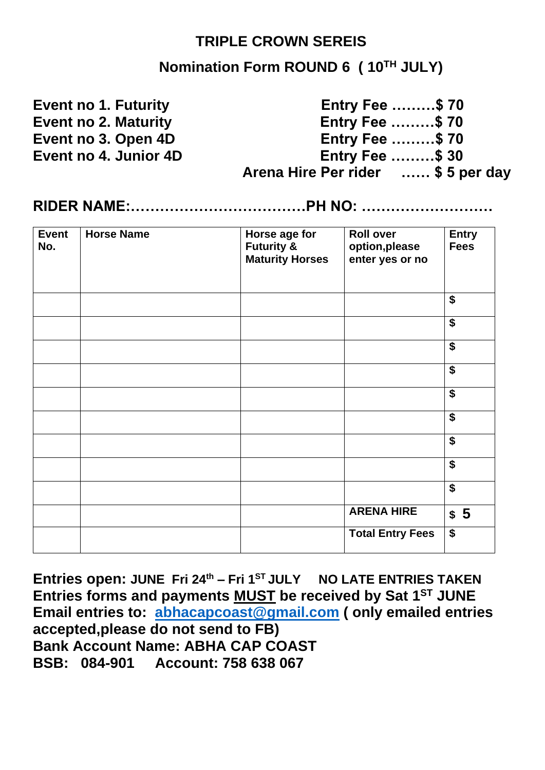# TRIPLE CROWN SEREIS

## Nomination Form ROUND 6 ( 10TH JULY)

**Event no 1. Futurity** — **Entry Fee ………$ 70**
**Event no 2. Maturity** — **Entry Fee ………$ 70**
**Event no 3. Open 4D** — **Entry Fee ………$ 70**
**Event no 4. Junior 4D** — **Entry Fee ………$ 30**
**Arena Hire Per rider …… $ 5 per day**

**RIDER NAME:………………………………PH NO: ………………………**

| Event No. | Horse Name | Horse age for Futurity & Maturity Horses | Roll over option,please enter yes or no | Entry Fees |
|---|---|---|---|---|
| | | | | $ |
| | | | | $ |
| | | | | $ |
| | | | | $ |
| | | | | $ |
| | | | | $ |
| | | | | $ |
| | | | | $ |
| | | | | $ |
| | | | ARENA HIRE | $ 5 |
| | | | Total Entry Fees | $ |

**Entries open: JUNE Fri 24th – Fri 1ST JULY NO LATE ENTRIES TAKEN**
**Entries forms and payments MUST be received by Sat 1ST JUNE**
**Email entries to: abhacapcoast@gmail.com ( only emailed entries accepted,please do not send to FB)**
**Bank Account Name: ABHA CAP COAST**
**BSB: 084-901 Account: 758 638 067**